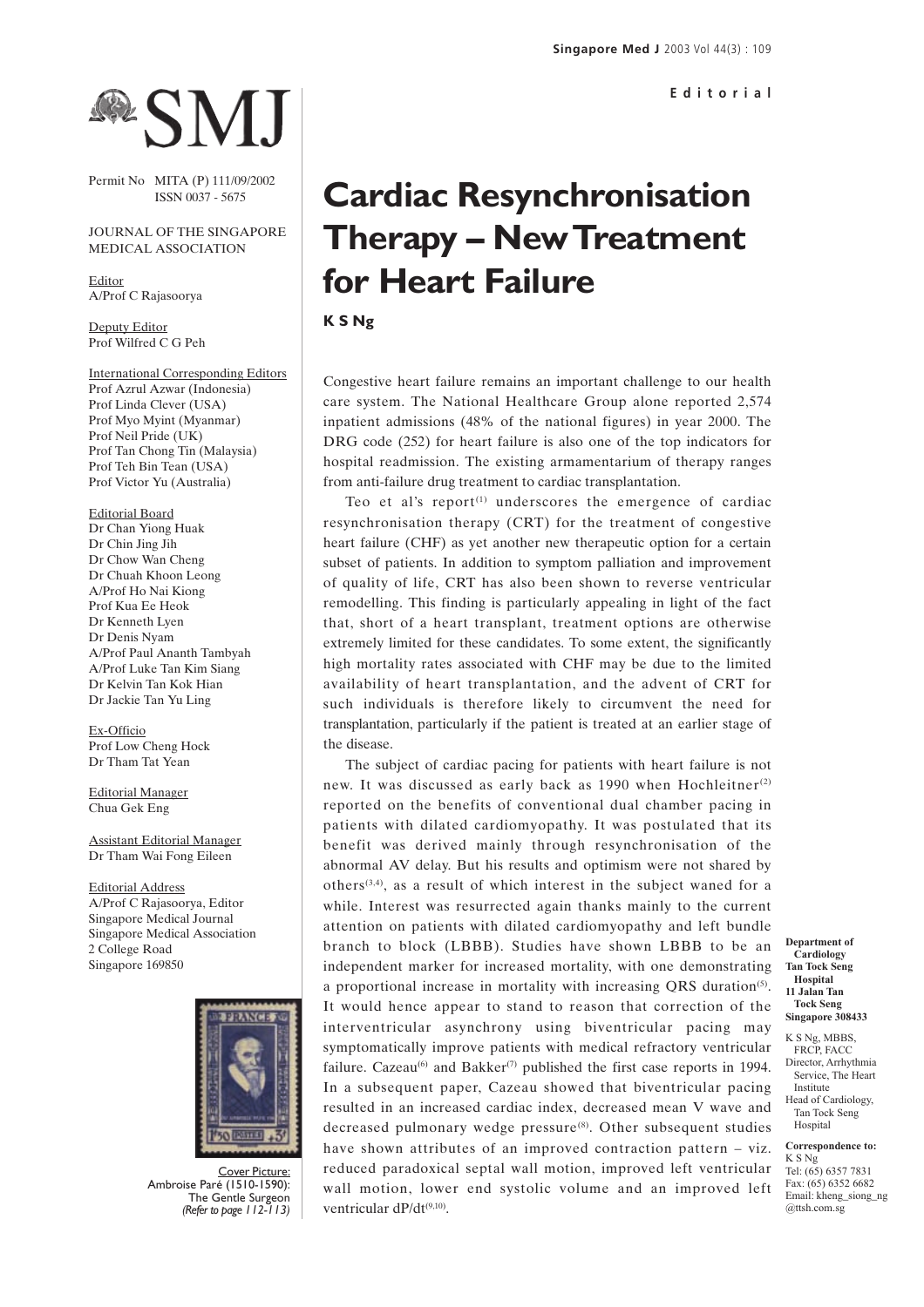Permit No MITA (P) 111/09/2002
ISSN 0037 - 5675

JOURNAL OF THE SINGAPORE MEDICAL ASSOCIATION

Editor
A/Prof C Rajasoorya

Deputy Editor
Prof Wilfred C G Peh

International Corresponding Editors
Prof Azrul Azwar (Indonesia)
Prof Linda Clever (USA)
Prof Myo Myint (Myanmar)
Prof Neil Pride (UK)
Prof Tan Chong Tin (Malaysia)
Prof Teh Bin Tean (USA)
Prof Victor Yu (Australia)

Editorial Board
Dr Chan Yiong Huak
Dr Chin Jing Jih
Dr Chow Wan Cheng
Dr Chuah Khoon Leong
A/Prof Ho Nai Kiong
Prof Kua Ee Heok
Dr Kenneth Lyen
Dr Denis Nyam
A/Prof Paul Ananth Tambyah
A/Prof Luke Tan Kim Siang
Dr Kelvin Tan Kok Hian
Dr Jackie Tan Yu Ling

Ex-Officio
Prof Low Cheng Hock
Dr Tham Tat Yean

Editorial Manager
Chua Gek Eng

Assistant Editorial Manager
Dr Tham Wai Fong Eileen

Editorial Address
A/Prof C Rajasoorya, Editor
Singapore Medical Journal
Singapore Medical Association
2 College Road
Singapore 169850

Cover Picture:
Ambroise Paré (1510-1590):
The Gentle Surgeon
*(Refer to page 112-113)*

**Editorial**

# Cardiac Resynchronisation Therapy – New Treatment for Heart Failure

**K S Ng**

Congestive heart failure remains an important challenge to our health care system. The National Healthcare Group alone reported 2,574 inpatient admissions (48% of the national figures) in year 2000. The DRG code (252) for heart failure is also one of the top indicators for hospital readmission. The existing armamentarium of therapy ranges from anti-failure drug treatment to cardiac transplantation.

Teo et al's report[1] underscores the emergence of cardiac resynchronisation therapy (CRT) for the treatment of congestive heart failure (CHF) as yet another new therapeutic option for a certain subset of patients. In addition to symptom palliation and improvement of quality of life, CRT has also been shown to reverse ventricular remodelling. This finding is particularly appealing in light of the fact that, short of a heart transplant, treatment options are otherwise extremely limited for these candidates. To some extent, the significantly high mortality rates associated with CHF may be due to the limited availability of heart transplantation, and the advent of CRT for such individuals is therefore likely to circumvent the need for transplantation, particularly if the patient is treated at an earlier stage of the disease.

The subject of cardiac pacing for patients with heart failure is not new. It was discussed as early back as 1990 when Hochleitner[2] reported on the benefits of conventional dual chamber pacing in patients with dilated cardiomyopathy. It was postulated that its benefit was derived mainly through resynchronisation of the abnormal AV delay. But his results and optimism were not shared by others[3,4], as a result of which interest in the subject waned for a while. Interest was resurrected again thanks mainly to the current attention on patients with dilated cardiomyopathy and left bundle branch to block (LBBB). Studies have shown LBBB to be an independent marker for increased mortality, with one demonstrating a proportional increase in mortality with increasing QRS duration[5]. It would hence appear to stand to reason that correction of the interventricular asynchrony using biventricular pacing may symptomatically improve patients with medical refractory ventricular failure. Cazeau[6] and Bakker[7] published the first case reports in 1994. In a subsequent paper, Cazeau showed that biventricular pacing resulted in an increased cardiac index, decreased mean V wave and decreased pulmonary wedge pressure[8]. Other subsequent studies have shown attributes of an improved contraction pattern – viz. reduced paradoxical septal wall motion, improved left ventricular wall motion, lower end systolic volume and an improved left ventricular dP/dt[9,10].

**Department of Cardiology**
**Tan Tock Seng Hospital**
**11 Jalan Tan Tock Seng**
**Singapore 308433**

K S Ng, MBBS, FRCP, FACC
Director, Arrhythmia Service, The Heart Institute
Head of Cardiology, Tan Tock Seng Hospital

**Correspondence to:**
K S Ng
Tel: (65) 6357 7831
Fax: (65) 6352 6682
Email: kheng_siong_ng@ttsh.com.sg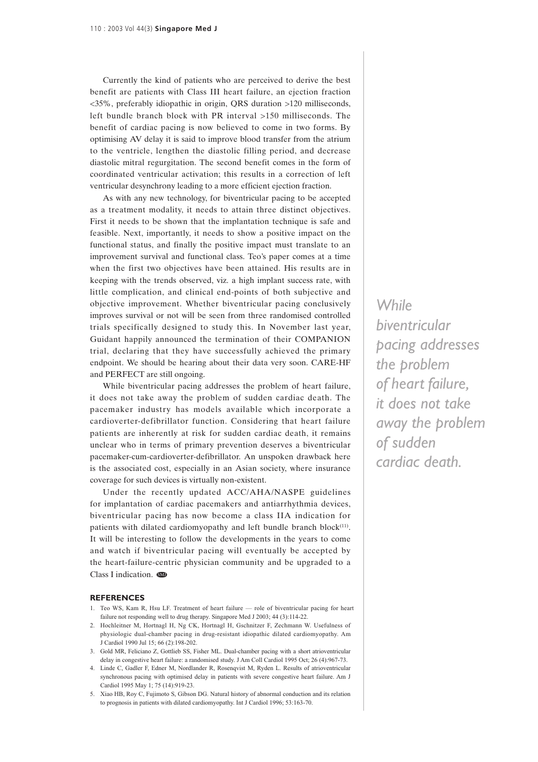Currently the kind of patients who are perceived to derive the best benefit are patients with Class III heart failure, an ejection fraction <35%, preferably idiopathic in origin, QRS duration >120 milliseconds, left bundle branch block with PR interval >150 milliseconds. The benefit of cardiac pacing is now believed to come in two forms. By optimising AV delay it is said to improve blood transfer from the atrium to the ventricle, lengthen the diastolic filling period, and decrease diastolic mitral regurgitation. The second benefit comes in the form of coordinated ventricular activation; this results in a correction of left ventricular desynchrony leading to a more efficient ejection fraction.

As with any new technology, for biventricular pacing to be accepted as a treatment modality, it needs to attain three distinct objectives. First it needs to be shown that the implantation technique is safe and feasible. Next, importantly, it needs to show a positive impact on the functional status, and finally the positive impact must translate to an improvement survival and functional class. Teo's paper comes at a time when the first two objectives have been attained. His results are in keeping with the trends observed, viz. a high implant success rate, with little complication, and clinical end-points of both subjective and objective improvement. Whether biventricular pacing conclusively improves survival or not will be seen from three randomised controlled trials specifically designed to study this. In November last year, Guidant happily announced the termination of their COMPANION trial, declaring that they have successfully achieved the primary endpoint. We should be hearing about their data very soon. CARE-HF and PERFECT are still ongoing.

*While biventricular pacing addresses the problem of heart failure, it does not take away the problem of sudden cardiac death.*

While biventricular pacing addresses the problem of heart failure, it does not take away the problem of sudden cardiac death. The pacemaker industry has models available which incorporate a cardioverter-defibrillator function. Considering that heart failure patients are inherently at risk for sudden cardiac death, it remains unclear who in terms of primary prevention deserves a biventricular pacemaker-cum-cardioverter-defibrillator. An unspoken drawback here is the associated cost, especially in an Asian society, where insurance coverage for such devices is virtually non-existent.

Under the recently updated ACC/AHA/NASPE guidelines for implantation of cardiac pacemakers and antiarrhythmia devices, biventricular pacing has now become a class IIA indication for patients with dilated cardiomyopathy and left bundle branch block[11]. It will be interesting to follow the developments in the years to come and watch if biventricular pacing will eventually be accepted by the heart-failure-centric physician community and be upgraded to a Class I indication.

## REFERENCES

1. Teo WS, Kam R, Hsu LF. Treatment of heart failure — role of biventricular pacing for heart failure not responding well to drug therapy. Singapore Med J 2003; 44 (3):114-22.
2. Hochleitner M, Hortnagl H, Ng CK, Hortnagl H, Gschnitzer F, Zechmann W. Usefulness of physiologic dual-chamber pacing in drug-resistant idiopathic dilated cardiomyopathy. Am J Cardiol 1990 Jul 15; 66 (2):198-202.
3. Gold MR, Feliciano Z, Gottlieb SS, Fisher ML. Dual-chamber pacing with a short atrioventricular delay in congestive heart failure: a randomised study. J Am Coll Cardiol 1995 Oct; 26 (4):967-73.
4. Linde C, Gadler F, Edner M, Nordlander R, Rosenqvist M, Ryden L. Results of atrioventricular synchronous pacing with optimised delay in patients with severe congestive heart failure. Am J Cardiol 1995 May 1; 75 (14):919-23.
5. Xiao HB, Roy C, Fujimoto S, Gibson DG. Natural history of abnormal conduction and its relation to prognosis in patients with dilated cardiomyopathy. Int J Cardiol 1996; 53:163-70.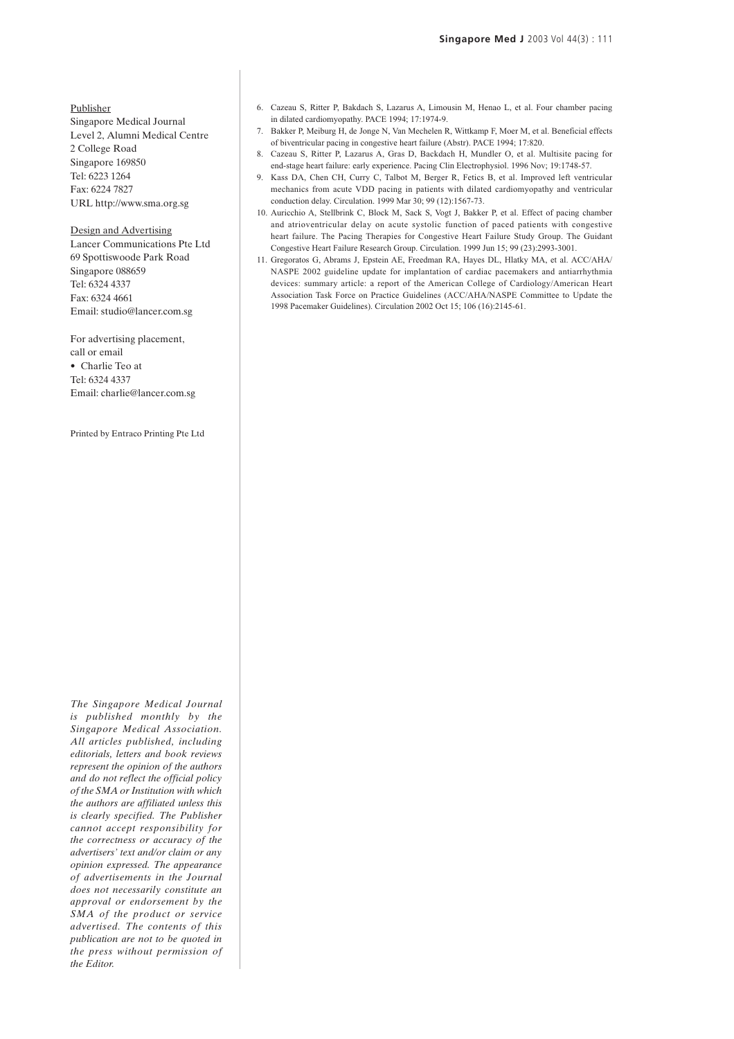Publisher

Singapore Medical Journal
Level 2, Alumni Medical Centre
2 College Road
Singapore 169850
Tel: 6223 1264
Fax: 6224 7827
URL http://www.sma.org.sg

Design and Advertising

Lancer Communications Pte Ltd
69 Spottiswoode Park Road
Singapore 088659
Tel: 6324 4337
Fax: 6324 4661
Email: studio@lancer.com.sg

For advertising placement, call or email

- Charlie Teo at
Tel: 6324 4337
Email: charlie@lancer.com.sg

Printed by Entraco Printing Pte Ltd

*The Singapore Medical Journal is published monthly by the Singapore Medical Association. All articles published, including editorials, letters and book reviews represent the opinion of the authors and do not reflect the official policy of the SMA or Institution with which the authors are affiliated unless this is clearly specified. The Publisher cannot accept responsibility for the correctness or accuracy of the advertisers' text and/or claim or any opinion expressed. The appearance of advertisements in the Journal does not necessarily constitute an approval or endorsement by the SMA of the product or service advertised. The contents of this publication are not to be quoted in the press without permission of the Editor.*

6. Cazeau S, Ritter P, Bakdach S, Lazarus A, Limousin M, Henao L, et al. Four chamber pacing in dilated cardiomyopathy. PACE 1994; 17:1974-9.
7. Bakker P, Meiburg H, de Jonge N, Van Mechelen R, Wittkamp F, Moer M, et al. Beneficial effects of biventricular pacing in congestive heart failure (Abstr). PACE 1994; 17:820.
8. Cazeau S, Ritter P, Lazarus A, Gras D, Backdach H, Mundler O, et al. Multisite pacing for end-stage heart failure: early experience. Pacing Clin Electrophysiol. 1996 Nov; 19:1748-57.
9. Kass DA, Chen CH, Curry C, Talbot M, Berger R, Fetics B, et al. Improved left ventricular mechanics from acute VDD pacing in patients with dilated cardiomyopathy and ventricular conduction delay. Circulation. 1999 Mar 30; 99 (12):1567-73.
10. Auricchio A, Stellbrink C, Block M, Sack S, Vogt J, Bakker P, et al. Effect of pacing chamber and atrioventricular delay on acute systolic function of paced patients with congestive heart failure. The Pacing Therapies for Congestive Heart Failure Study Group. The Guidant Congestive Heart Failure Research Group. Circulation. 1999 Jun 15; 99 (23):2993-3001.
11. Gregoratos G, Abrams J, Epstein AE, Freedman RA, Hayes DL, Hlatky MA, et al. ACC/AHA/NASPE 2002 guideline update for implantation of cardiac pacemakers and antiarrhythmia devices: summary article: a report of the American College of Cardiology/American Heart Association Task Force on Practice Guidelines (ACC/AHA/NASPE Committee to Update the 1998 Pacemaker Guidelines). Circulation 2002 Oct 15; 106 (16):2145-61.